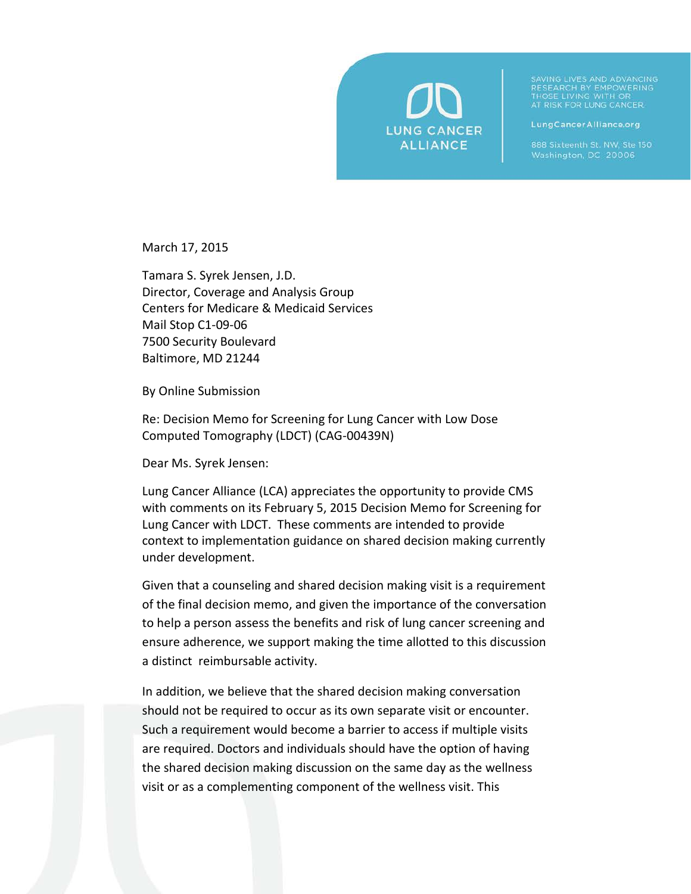LUNG CANCER ALLIANCE

SAVING LIVES AND ADVANCING RESEARCH BY EMPOWERING THOSE LIVING WITH OR AT RISK FOR LUNG CANCER.

LungCancerAlliance.org

888 Sixteenth St. NW, Ste 150
Washington, DC 20006

March 17, 2015

Tamara S. Syrek Jensen, J.D.
Director, Coverage and Analysis Group
Centers for Medicare & Medicaid Services
Mail Stop C1-09-06
7500 Security Boulevard
Baltimore, MD 21244

By Online Submission

Re: Decision Memo for Screening for Lung Cancer with Low Dose Computed Tomography (LDCT) (CAG-00439N)

Dear Ms. Syrek Jensen:

Lung Cancer Alliance (LCA) appreciates the opportunity to provide CMS with comments on its February 5, 2015 Decision Memo for Screening for Lung Cancer with LDCT. These comments are intended to provide context to implementation guidance on shared decision making currently under development.

Given that a counseling and shared decision making visit is a requirement of the final decision memo, and given the importance of the conversation to help a person assess the benefits and risk of lung cancer screening and ensure adherence, we support making the time allotted to this discussion a distinct reimbursable activity.

In addition, we believe that the shared decision making conversation should not be required to occur as its own separate visit or encounter. Such a requirement would become a barrier to access if multiple visits are required. Doctors and individuals should have the option of having the shared decision making discussion on the same day as the wellness visit or as a complementing component of the wellness visit. This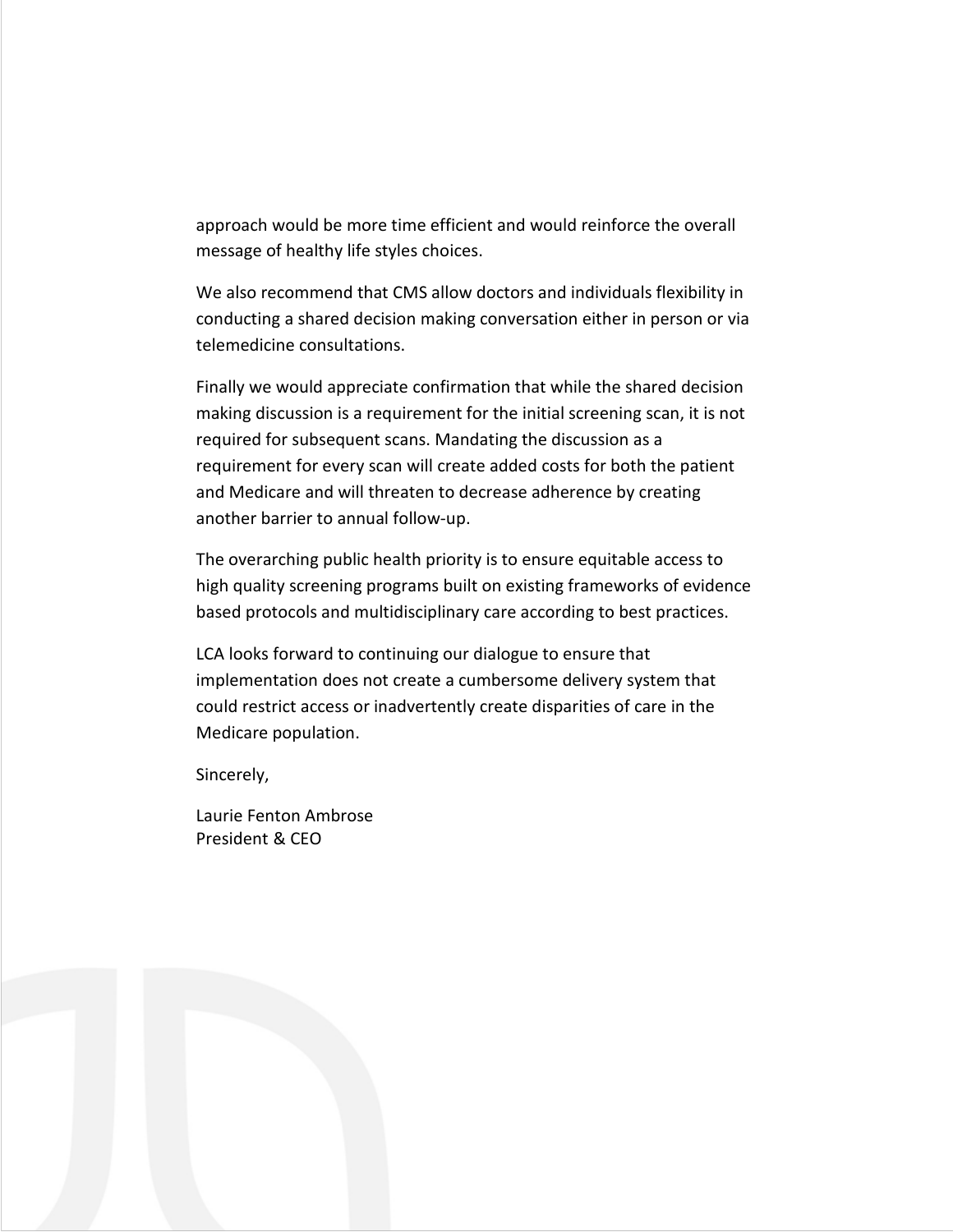approach would be more time efficient and would reinforce the overall message of healthy life styles choices.

We also recommend that CMS allow doctors and individuals flexibility in conducting a shared decision making conversation either in person or via telemedicine consultations.

Finally we would appreciate confirmation that while the shared decision making discussion is a requirement for the initial screening scan, it is not required for subsequent scans. Mandating the discussion as a requirement for every scan will create added costs for both the patient and Medicare and will threaten to decrease adherence by creating another barrier to annual follow-up.

The overarching public health priority is to ensure equitable access to high quality screening programs built on existing frameworks of evidence based protocols and multidisciplinary care according to best practices.

LCA looks forward to continuing our dialogue to ensure that implementation does not create a cumbersome delivery system that could restrict access or inadvertently create disparities of care in the Medicare population.

Sincerely,

Laurie Fenton Ambrose
President & CEO